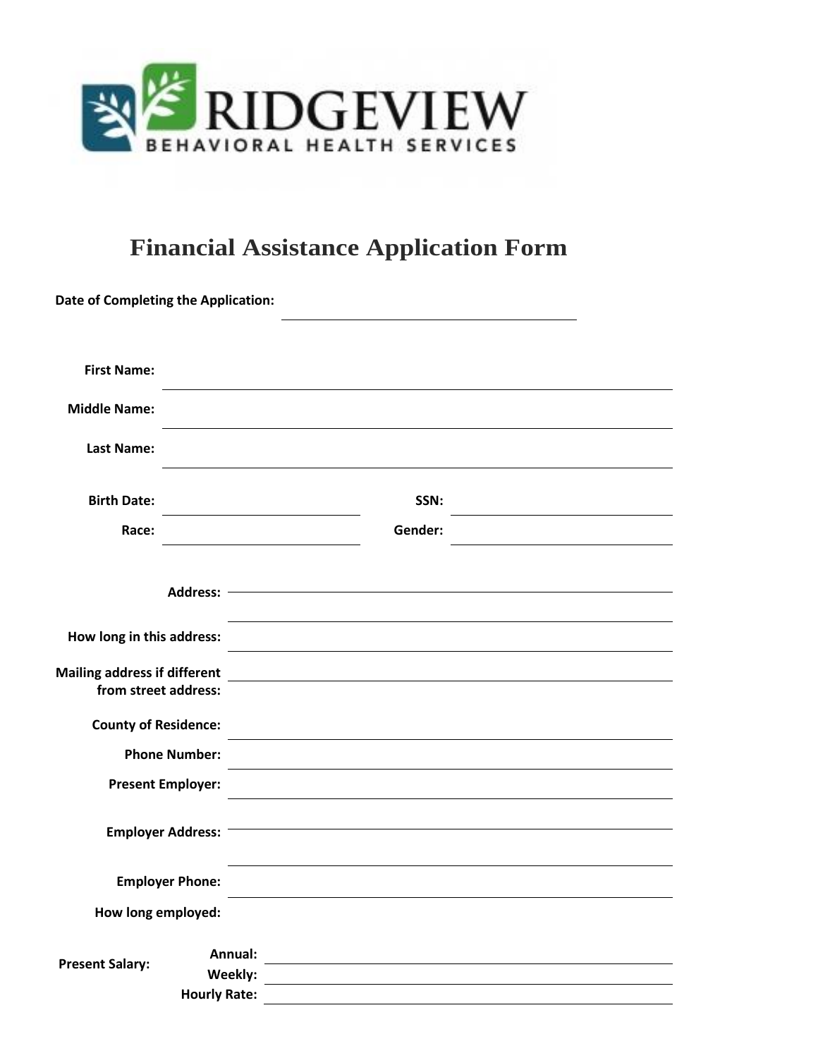RIDGEVIEW
BEHAVIORAL HEALTH SERVICES

# Financial Assistance Application Form

**Date of Completing the Application:** ______________________________

**First Name:** ______________________________

**Middle Name:** ______________________________

**Last Name:** ______________________________

**Birth Date:** ____________________ **SSN:** ____________________

**Race:** ____________________ **Gender:** ____________________

**Address:** ______________________________

______________________________

**How long in this address:** ______________________________

**Mailing address if different from street address:** ______________________________

**County of Residence:** ______________________________

**Phone Number:** ______________________________

**Present Employer:** ______________________________

**Employer Address:** ______________________________

______________________________

**Employer Phone:** ______________________________

**How long employed:**

**Present Salary:**

**Annual:** ______________________________

**Weekly:** ______________________________

**Hourly Rate:** ______________________________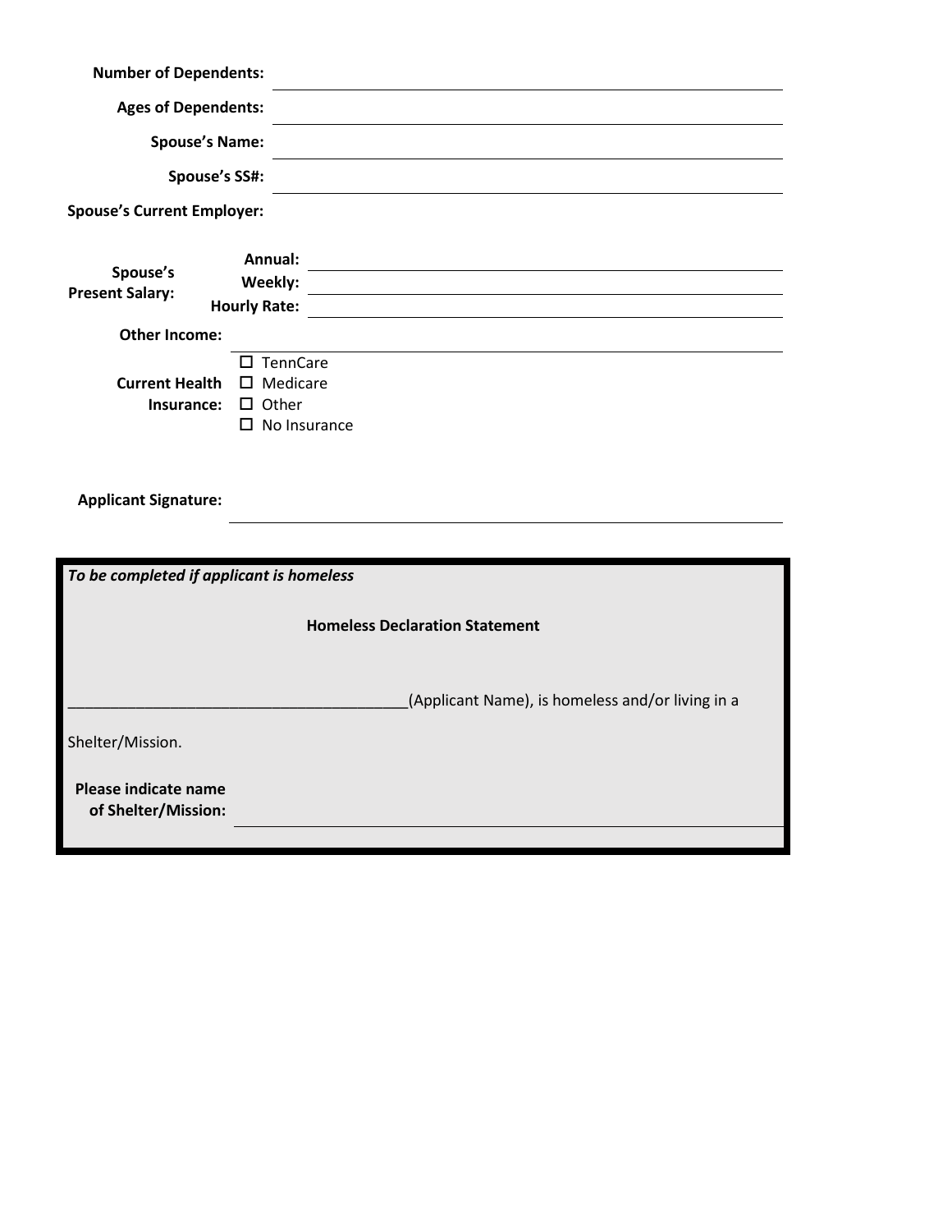**Number of Dependents:** ______________________________

**Ages of Dependents:** ______________________________

**Spouse's Name:** ______________________________

**Spouse's SS#:** ______________________________

**Spouse's Current Employer:**

**Spouse's Present Salary:**

- **Annual:** ______________________________
- **Weekly:** ______________________________
- **Hourly Rate:** ______________________________

**Other Income:** ______________________________

**Current Health Insurance:**

- ☐ TennCare
- ☐ Medicare
- ☐ Other
- ☐ No Insurance

**Applicant Signature:** ______________________________

---

***To be completed if applicant is homeless***

**Homeless Declaration Statement**

_______________________________________(Applicant Name), is homeless and/or living in a Shelter/Mission.

**Please indicate name of Shelter/Mission:** ______________________________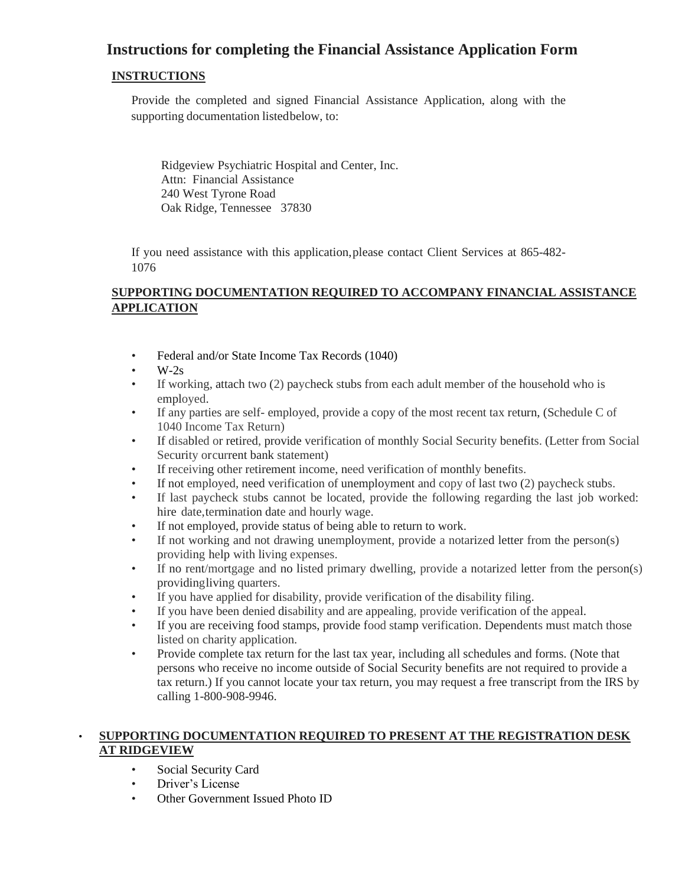# Instructions for completing the Financial Assistance Application Form

## INSTRUCTIONS

Provide the completed and signed Financial Assistance Application, along with the supporting documentation listed below, to:

Ridgeview Psychiatric Hospital and Center, Inc.
Attn: Financial Assistance
240 West Tyrone Road
Oak Ridge, Tennessee 37830

If you need assistance with this application, please contact Client Services at 865-482-1076

## SUPPORTING DOCUMENTATION REQUIRED TO ACCOMPANY FINANCIAL ASSISTANCE APPLICATION

- Federal and/or State Income Tax Records (1040)
- W-2s
- If working, attach two (2) paycheck stubs from each adult member of the household who is employed.
- If any parties are self- employed, provide a copy of the most recent tax return, (Schedule C of 1040 Income Tax Return)
- If disabled or retired, provide verification of monthly Social Security benefits. (Letter from Social Security or current bank statement)
- If receiving other retirement income, need verification of monthly benefits.
- If not employed, need verification of unemployment and copy of last two (2) paycheck stubs.
- If last paycheck stubs cannot be located, provide the following regarding the last job worked: hire date, termination date and hourly wage.
- If not employed, provide status of being able to return to work.
- If not working and not drawing unemployment, provide a notarized letter from the person(s) providing help with living expenses.
- If no rent/mortgage and no listed primary dwelling, provide a notarized letter from the person(s) providing living quarters.
- If you have applied for disability, provide verification of the disability filing.
- If you have been denied disability and are appealing, provide verification of the appeal.
- If you are receiving food stamps, provide food stamp verification. Dependents must match those listed on charity application.
- Provide complete tax return for the last tax year, including all schedules and forms. (Note that persons who receive no income outside of Social Security benefits are not required to provide a tax return.) If you cannot locate your tax return, you may request a free transcript from the IRS by calling 1-800-908-9946.

## SUPPORTING DOCUMENTATION REQUIRED TO PRESENT AT THE REGISTRATION DESK AT RIDGEVIEW

- Social Security Card
- Driver's License
- Other Government Issued Photo ID